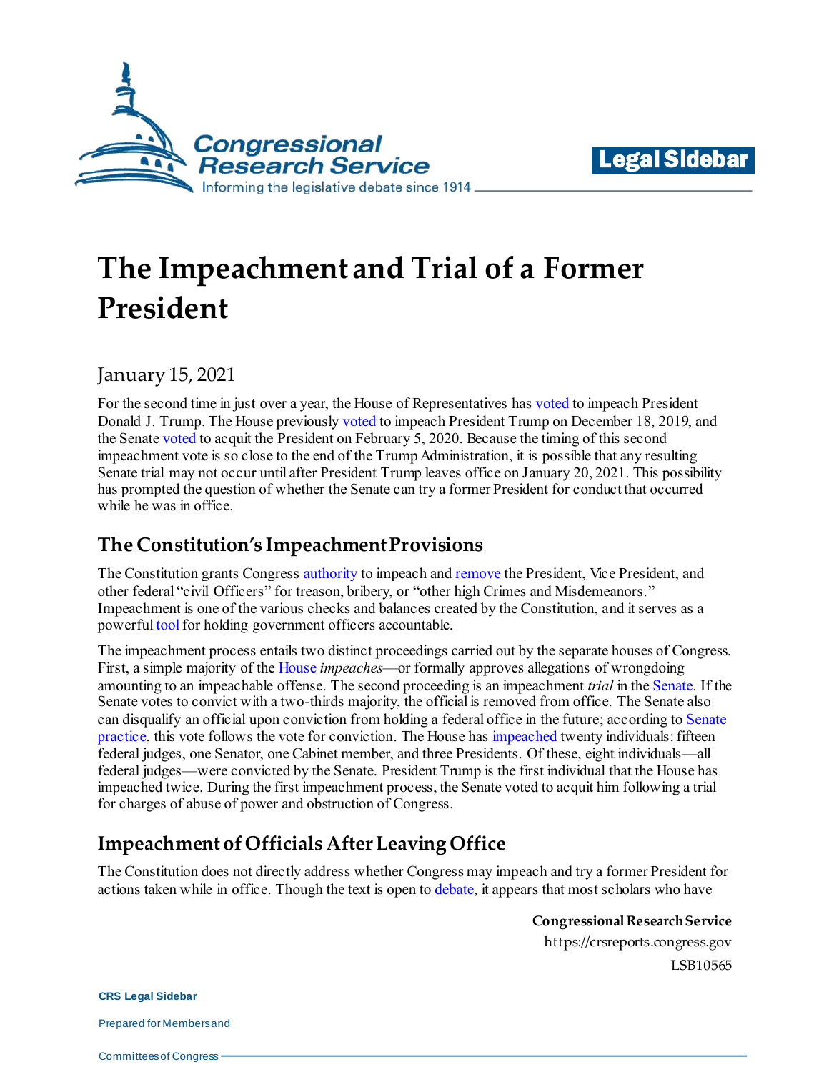Legal Sidebar

# The Impeachment and Trial of a Former President

January 15, 2021

For the second time in just over a year, the House of Representatives has voted to impeach President Donald J. Trump. The House previously voted to impeach President Trump on December 18, 2019, and the Senate voted to acquit the President on February 5, 2020. Because the timing of this second impeachment vote is so close to the end of the Trump Administration, it is possible that any resulting Senate trial may not occur until after President Trump leaves office on January 20, 2021. This possibility has prompted the question of whether the Senate can try a former President for conduct that occurred while he was in office.

## The Constitution's Impeachment Provisions

The Constitution grants Congress authority to impeach and remove the President, Vice President, and other federal "civil Officers" for treason, bribery, or "other high Crimes and Misdemeanors." Impeachment is one of the various checks and balances created by the Constitution, and it serves as a powerful tool for holding government officers accountable.

The impeachment process entails two distinct proceedings carried out by the separate houses of Congress. First, a simple majority of the House *impeaches*—or formally approves allegations of wrongdoing amounting to an impeachable offense. The second proceeding is an impeachment *trial* in the Senate. If the Senate votes to convict with a two-thirds majority, the official is removed from office. The Senate also can disqualify an official upon conviction from holding a federal office in the future; according to Senate practice, this vote follows the vote for conviction. The House has impeached twenty individuals: fifteen federal judges, one Senator, one Cabinet member, and three Presidents. Of these, eight individuals—all federal judges—were convicted by the Senate. President Trump is the first individual that the House has impeached twice. During the first impeachment process, the Senate voted to acquit him following a trial for charges of abuse of power and obstruction of Congress.

## Impeachment of Officials After Leaving Office

The Constitution does not directly address whether Congress may impeach and try a former President for actions taken while in office. Though the text is open to debate, it appears that most scholars who have

**Congressional Research Service**
https://crsreports.congress.gov
LSB10565

**CRS Legal Sidebar**
Prepared for Members and
Committees of Congress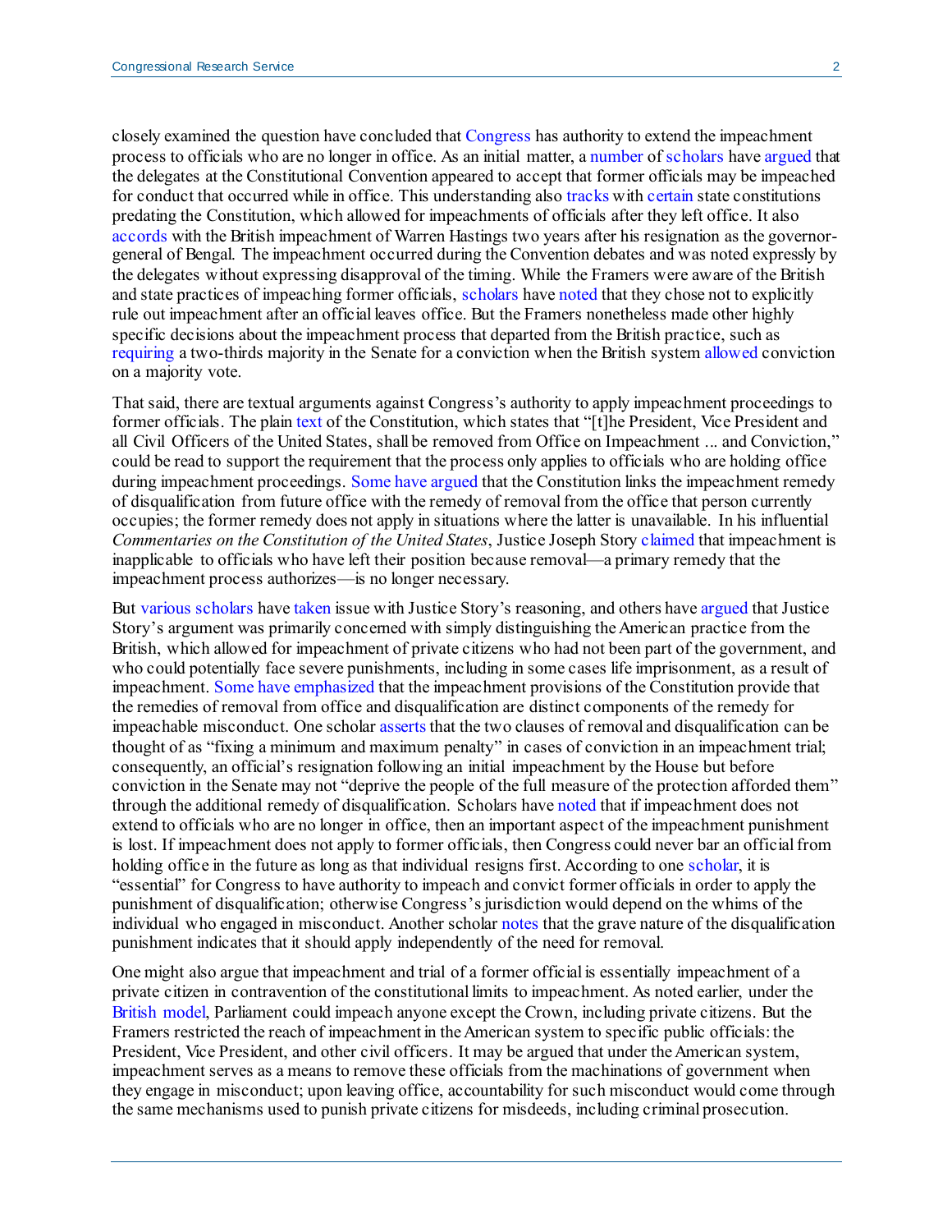closely examined the question have concluded that Congress has authority to extend the impeachment process to officials who are no longer in office. As an initial matter, a number of scholars have argued that the delegates at the Constitutional Convention appeared to accept that former officials may be impeached for conduct that occurred while in office. This understanding also tracks with certain state constitutions predating the Constitution, which allowed for impeachments of officials after they left office. It also accords with the British impeachment of Warren Hastings two years after his resignation as the governor-general of Bengal. The impeachment occurred during the Convention debates and was noted expressly by the delegates without expressing disapproval of the timing. While the Framers were aware of the British and state practices of impeaching former officials, scholars have noted that they chose not to explicitly rule out impeachment after an official leaves office. But the Framers nonetheless made other highly specific decisions about the impeachment process that departed from the British practice, such as requiring a two-thirds majority in the Senate for a conviction when the British system allowed conviction on a majority vote.

That said, there are textual arguments against Congress's authority to apply impeachment proceedings to former officials. The plain text of the Constitution, which states that "[t]he President, Vice President and all Civil Officers of the United States, shall be removed from Office on Impeachment ... and Conviction," could be read to support the requirement that the process only applies to officials who are holding office during impeachment proceedings. Some have argued that the Constitution links the impeachment remedy of disqualification from future office with the remedy of removal from the office that person currently occupies; the former remedy does not apply in situations where the latter is unavailable. In his influential *Commentaries on the Constitution of the United States*, Justice Joseph Story claimed that impeachment is inapplicable to officials who have left their position because removal—a primary remedy that the impeachment process authorizes—is no longer necessary.

But various scholars have taken issue with Justice Story's reasoning, and others have argued that Justice Story's argument was primarily concerned with simply distinguishing the American practice from the British, which allowed for impeachment of private citizens who had not been part of the government, and who could potentially face severe punishments, including in some cases life imprisonment, as a result of impeachment. Some have emphasized that the impeachment provisions of the Constitution provide that the remedies of removal from office and disqualification are distinct components of the remedy for impeachable misconduct. One scholar asserts that the two clauses of removal and disqualification can be thought of as "fixing a minimum and maximum penalty" in cases of conviction in an impeachment trial; consequently, an official's resignation following an initial impeachment by the House but before conviction in the Senate may not "deprive the people of the full measure of the protection afforded them" through the additional remedy of disqualification. Scholars have noted that if impeachment does not extend to officials who are no longer in office, then an important aspect of the impeachment punishment is lost. If impeachment does not apply to former officials, then Congress could never bar an official from holding office in the future as long as that individual resigns first. According to one scholar, it is "essential" for Congress to have authority to impeach and convict former officials in order to apply the punishment of disqualification; otherwise Congress's jurisdiction would depend on the whims of the individual who engaged in misconduct. Another scholar notes that the grave nature of the disqualification punishment indicates that it should apply independently of the need for removal.

One might also argue that impeachment and trial of a former official is essentially impeachment of a private citizen in contravention of the constitutional limits to impeachment. As noted earlier, under the British model, Parliament could impeach anyone except the Crown, including private citizens. But the Framers restricted the reach of impeachment in the American system to specific public officials: the President, Vice President, and other civil officers. It may be argued that under the American system, impeachment serves as a means to remove these officials from the machinations of government when they engage in misconduct; upon leaving office, accountability for such misconduct would come through the same mechanisms used to punish private citizens for misdeeds, including criminal prosecution.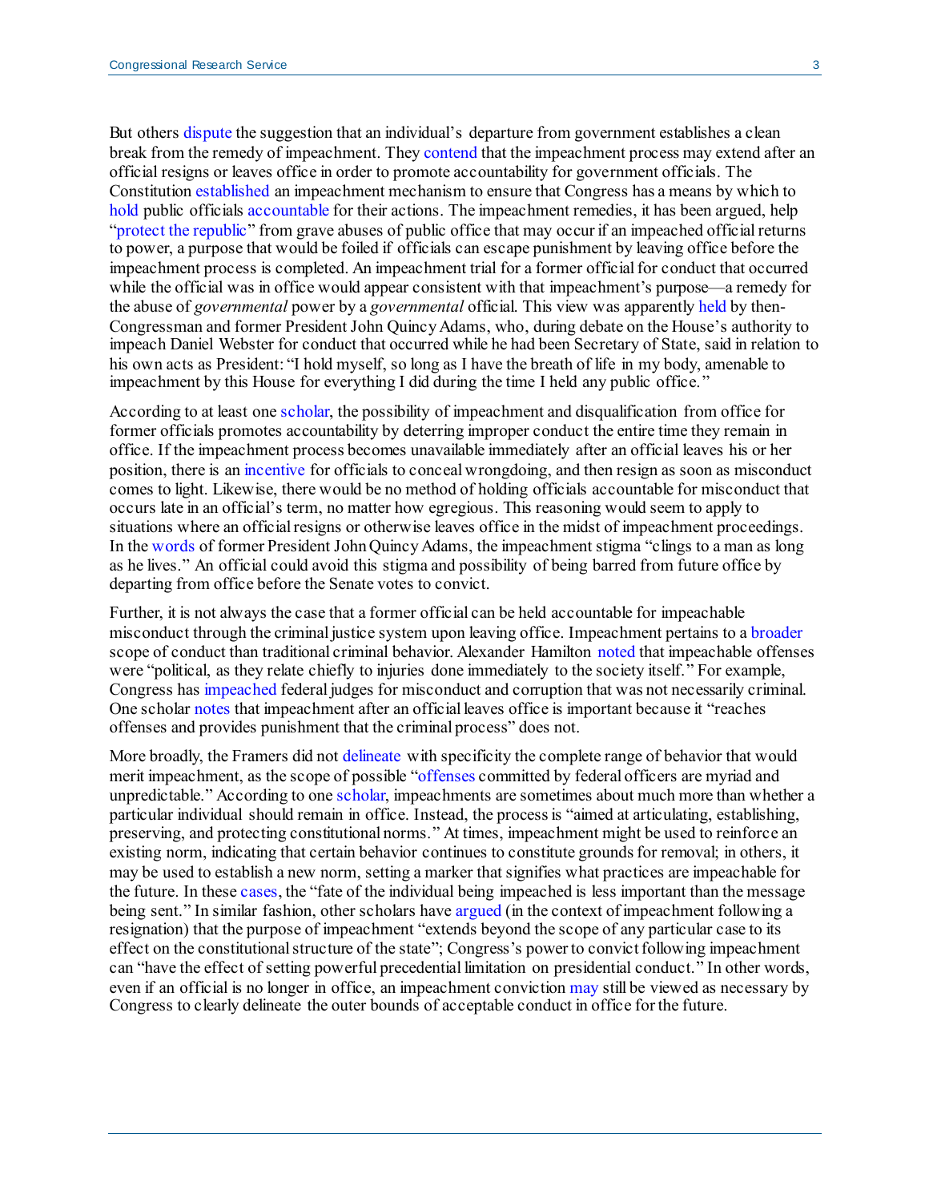But others dispute the suggestion that an individual's departure from government establishes a clean break from the remedy of impeachment. They contend that the impeachment process may extend after an official resigns or leaves office in order to promote accountability for government officials. The Constitution established an impeachment mechanism to ensure that Congress has a means by which to hold public officials accountable for their actions. The impeachment remedies, it has been argued, help "protect the republic" from grave abuses of public office that may occur if an impeached official returns to power, a purpose that would be foiled if officials can escape punishment by leaving office before the impeachment process is completed. An impeachment trial for a former official for conduct that occurred while the official was in office would appear consistent with that impeachment's purpose—a remedy for the abuse of *governmental* power by a *governmental* official. This view was apparently held by then-Congressman and former President John Quincy Adams, who, during debate on the House's authority to impeach Daniel Webster for conduct that occurred while he had been Secretary of State, said in relation to his own acts as President: "I hold myself, so long as I have the breath of life in my body, amenable to impeachment by this House for everything I did during the time I held any public office."

According to at least one scholar, the possibility of impeachment and disqualification from office for former officials promotes accountability by deterring improper conduct the entire time they remain in office. If the impeachment process becomes unavailable immediately after an official leaves his or her position, there is an incentive for officials to conceal wrongdoing, and then resign as soon as misconduct comes to light. Likewise, there would be no method of holding officials accountable for misconduct that occurs late in an official's term, no matter how egregious. This reasoning would seem to apply to situations where an official resigns or otherwise leaves office in the midst of impeachment proceedings. In the words of former President John Quincy Adams, the impeachment stigma "clings to a man as long as he lives." An official could avoid this stigma and possibility of being barred from future office by departing from office before the Senate votes to convict.

Further, it is not always the case that a former official can be held accountable for impeachable misconduct through the criminal justice system upon leaving office. Impeachment pertains to a broader scope of conduct than traditional criminal behavior. Alexander Hamilton noted that impeachable offenses were "political, as they relate chiefly to injuries done immediately to the society itself." For example, Congress has impeached federal judges for misconduct and corruption that was not necessarily criminal. One scholar notes that impeachment after an official leaves office is important because it "reaches offenses and provides punishment that the criminal process" does not.

More broadly, the Framers did not delineate with specificity the complete range of behavior that would merit impeachment, as the scope of possible "offenses committed by federal officers are myriad and unpredictable." According to one scholar, impeachments are sometimes about much more than whether a particular individual should remain in office. Instead, the process is "aimed at articulating, establishing, preserving, and protecting constitutional norms." At times, impeachment might be used to reinforce an existing norm, indicating that certain behavior continues to constitute grounds for removal; in others, it may be used to establish a new norm, setting a marker that signifies what practices are impeachable for the future. In these cases, the "fate of the individual being impeached is less important than the message being sent." In similar fashion, other scholars have argued (in the context of impeachment following a resignation) that the purpose of impeachment "extends beyond the scope of any particular case to its effect on the constitutional structure of the state"; Congress's power to convict following impeachment can "have the effect of setting powerful precedential limitation on presidential conduct." In other words, even if an official is no longer in office, an impeachment conviction may still be viewed as necessary by Congress to clearly delineate the outer bounds of acceptable conduct in office for the future.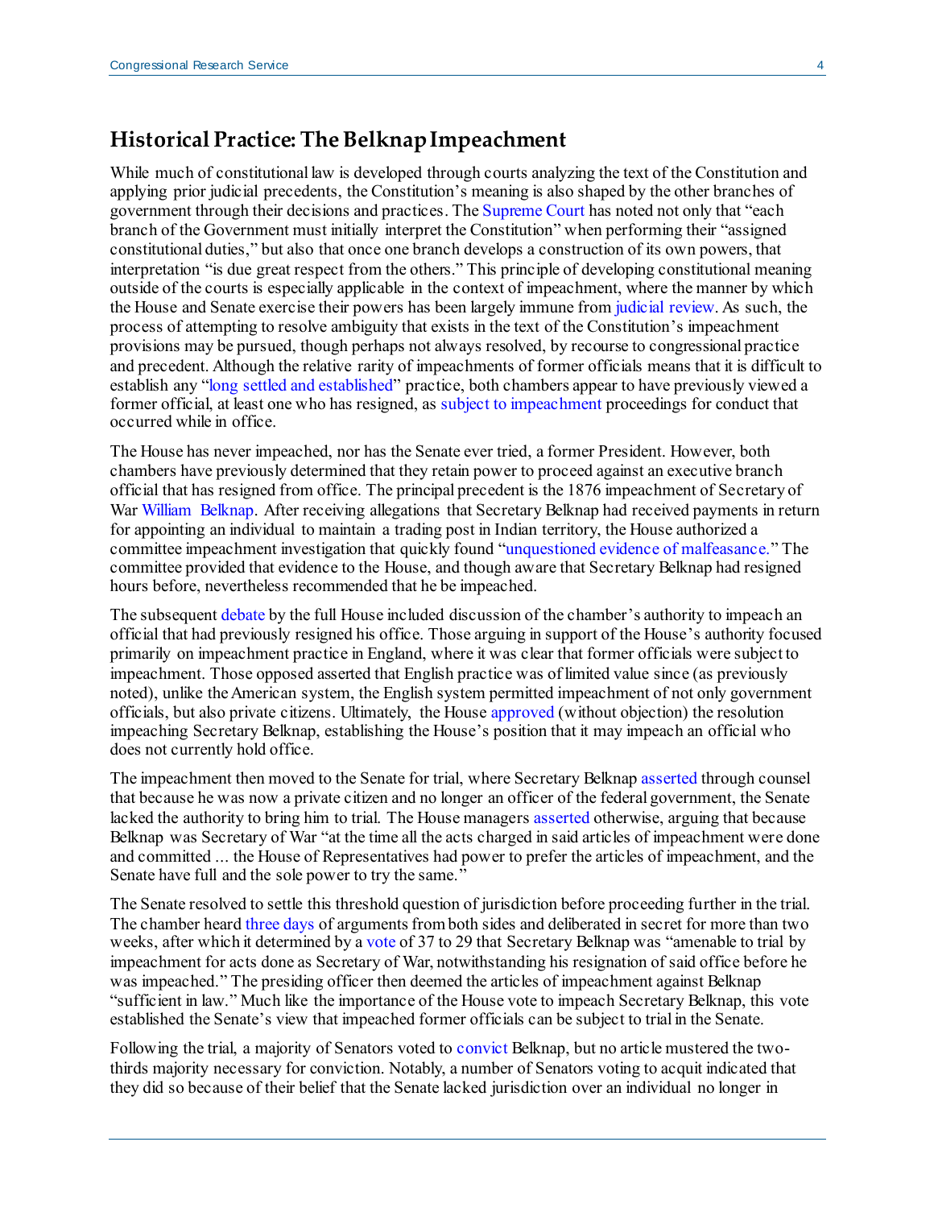## Historical Practice: The Belknap Impeachment

While much of constitutional law is developed through courts analyzing the text of the Constitution and applying prior judicial precedents, the Constitution's meaning is also shaped by the other branches of government through their decisions and practices. The Supreme Court has noted not only that "each branch of the Government must initially interpret the Constitution" when performing their "assigned constitutional duties," but also that once one branch develops a construction of its own powers, that interpretation "is due great respect from the others." This principle of developing constitutional meaning outside of the courts is especially applicable in the context of impeachment, where the manner by which the House and Senate exercise their powers has been largely immune from judicial review. As such, the process of attempting to resolve ambiguity that exists in the text of the Constitution's impeachment provisions may be pursued, though perhaps not always resolved, by recourse to congressional practice and precedent. Although the relative rarity of impeachments of former officials means that it is difficult to establish any "long settled and established" practice, both chambers appear to have previously viewed a former official, at least one who has resigned, as subject to impeachment proceedings for conduct that occurred while in office.

The House has never impeached, nor has the Senate ever tried, a former President. However, both chambers have previously determined that they retain power to proceed against an executive branch official that has resigned from office. The principal precedent is the 1876 impeachment of Secretary of War William Belknap. After receiving allegations that Secretary Belknap had received payments in return for appointing an individual to maintain a trading post in Indian territory, the House authorized a committee impeachment investigation that quickly found "unquestioned evidence of malfeasance." The committee provided that evidence to the House, and though aware that Secretary Belknap had resigned hours before, nevertheless recommended that he be impeached.

The subsequent debate by the full House included discussion of the chamber's authority to impeach an official that had previously resigned his office. Those arguing in support of the House's authority focused primarily on impeachment practice in England, where it was clear that former officials were subject to impeachment. Those opposed asserted that English practice was of limited value since (as previously noted), unlike the American system, the English system permitted impeachment of not only government officials, but also private citizens. Ultimately, the House approved (without objection) the resolution impeaching Secretary Belknap, establishing the House's position that it may impeach an official who does not currently hold office.

The impeachment then moved to the Senate for trial, where Secretary Belknap asserted through counsel that because he was now a private citizen and no longer an officer of the federal government, the Senate lacked the authority to bring him to trial. The House managers asserted otherwise, arguing that because Belknap was Secretary of War "at the time all the acts charged in said articles of impeachment were done and committed ... the House of Representatives had power to prefer the articles of impeachment, and the Senate have full and the sole power to try the same."

The Senate resolved to settle this threshold question of jurisdiction before proceeding further in the trial. The chamber heard three days of arguments from both sides and deliberated in secret for more than two weeks, after which it determined by a vote of 37 to 29 that Secretary Belknap was "amenable to trial by impeachment for acts done as Secretary of War, notwithstanding his resignation of said office before he was impeached." The presiding officer then deemed the articles of impeachment against Belknap "sufficient in law." Much like the importance of the House vote to impeach Secretary Belknap, this vote established the Senate's view that impeached former officials can be subject to trial in the Senate.

Following the trial, a majority of Senators voted to convict Belknap, but no article mustered the two-thirds majority necessary for conviction. Notably, a number of Senators voting to acquit indicated that they did so because of their belief that the Senate lacked jurisdiction over an individual no longer in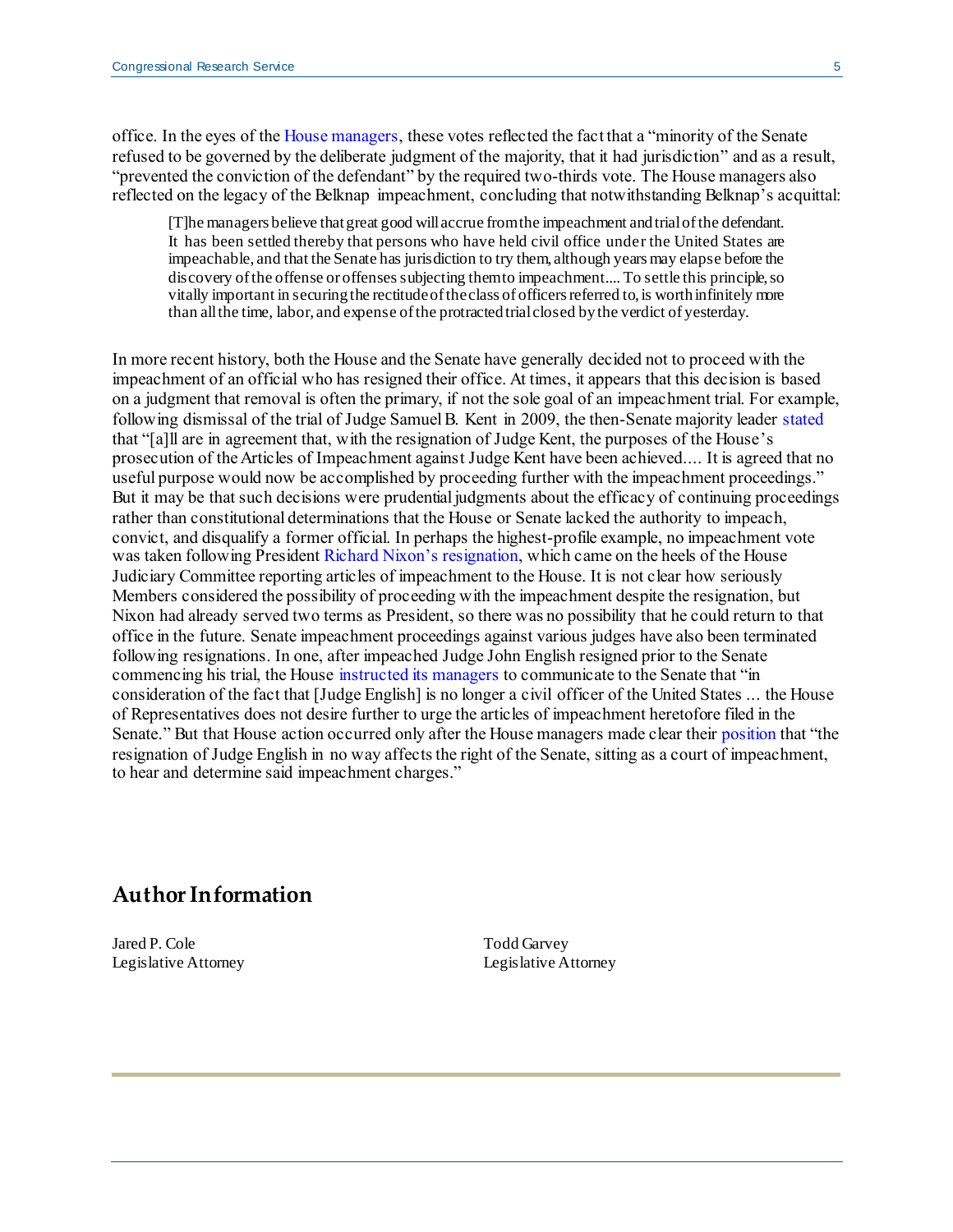office. In the eyes of the House managers, these votes reflected the fact that a "minority of the Senate refused to be governed by the deliberate judgment of the majority, that it had jurisdiction" and as a result, "prevented the conviction of the defendant" by the required two-thirds vote. The House managers also reflected on the legacy of the Belknap impeachment, concluding that notwithstanding Belknap's acquittal:

> [T]he managers believe that great good will accrue from the impeachment and trial of the defendant. It has been settled thereby that persons who have held civil office under the United States are impeachable, and that the Senate has jurisdiction to try them, although years may elapse before the discovery of the offense or offenses subjecting them to impeachment.... To settle this principle, so vitally important in securing the rectitude of the class of officers referred to, is worth infinitely more than all the time, labor, and expense of the protracted trial closed by the verdict of yesterday.

In more recent history, both the House and the Senate have generally decided not to proceed with the impeachment of an official who has resigned their office. At times, it appears that this decision is based on a judgment that removal is often the primary, if not the sole goal of an impeachment trial. For example, following dismissal of the trial of Judge Samuel B. Kent in 2009, the then-Senate majority leader stated that "[a]ll are in agreement that, with the resignation of Judge Kent, the purposes of the House's prosecution of the Articles of Impeachment against Judge Kent have been achieved.... It is agreed that no useful purpose would now be accomplished by proceeding further with the impeachment proceedings." But it may be that such decisions were prudential judgments about the efficacy of continuing proceedings rather than constitutional determinations that the House or Senate lacked the authority to impeach, convict, and disqualify a former official. In perhaps the highest-profile example, no impeachment vote was taken following President Richard Nixon's resignation, which came on the heels of the House Judiciary Committee reporting articles of impeachment to the House. It is not clear how seriously Members considered the possibility of proceeding with the impeachment despite the resignation, but Nixon had already served two terms as President, so there was no possibility that he could return to that office in the future. Senate impeachment proceedings against various judges have also been terminated following resignations. In one, after impeached Judge John English resigned prior to the Senate commencing his trial, the House instructed its managers to communicate to the Senate that "in consideration of the fact that [Judge English] is no longer a civil officer of the United States ... the House of Representatives does not desire further to urge the articles of impeachment heretofore filed in the Senate." But that House action occurred only after the House managers made clear their position that "the resignation of Judge English in no way affects the right of the Senate, sitting as a court of impeachment, to hear and determine said impeachment charges."

## Author Information

Jared P. Cole
Legislative Attorney

Todd Garvey
Legislative Attorney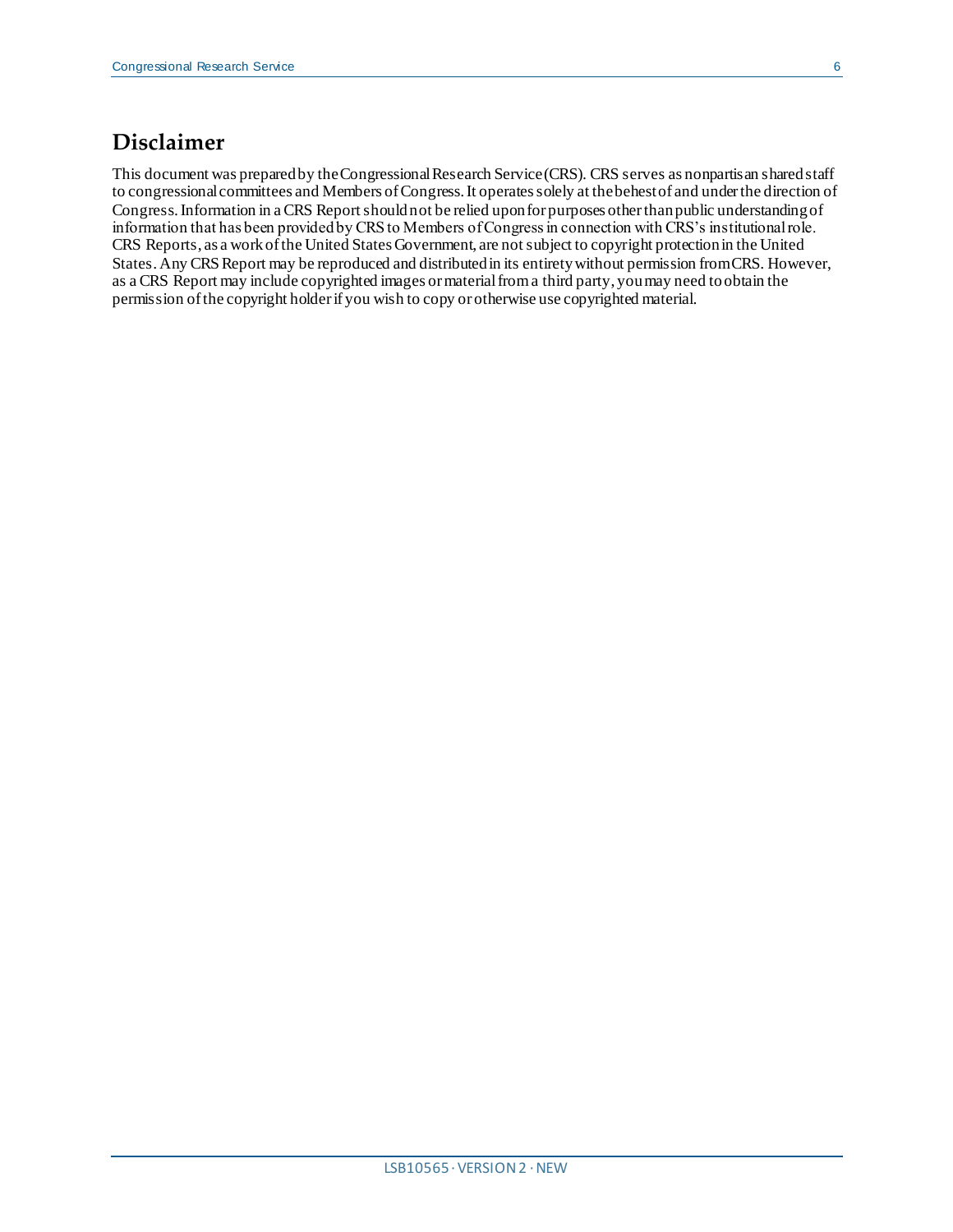## Disclaimer

This document was prepared by the Congressional Research Service (CRS). CRS serves as nonpartisan shared staff to congressional committees and Members of Congress. It operates solely at the behest of and under the direction of Congress. Information in a CRS Report should not be relied upon for purposes other than public understanding of information that has been provided by CRS to Members of Congress in connection with CRS's institutional role. CRS Reports, as a work of the United States Government, are not subject to copyright protection in the United States. Any CRS Report may be reproduced and distributed in its entirety without permission from CRS. However, as a CRS Report may include copyrighted images or material from a third party, you may need to obtain the permission of the copyright holder if you wish to copy or otherwise use copyrighted material.